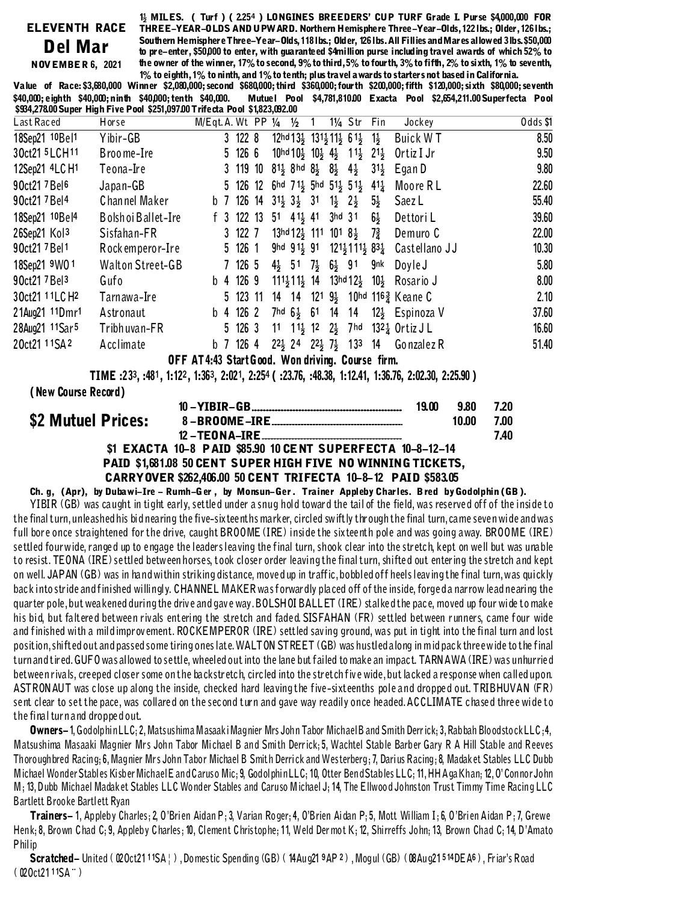# ELEVENTH RACE

## Del Mar

**NOVEMBER 6, 2021**

1½ MILES. ( Turf ) ( 2:25⁴ ) LONGINES BREEDERS' CUP TURF Grade I. Purse $4,000,000 FOR THREE-YEAR-OLDS AND UPWARD. Northern Hemisphere Three-Year-Olds, 122 lbs.; Older, 126 lbs.; Southern Hemisphere Three-Year-Olds, 118 lbs.; Older, 126 lbs. All Fillies and Mares allowed 3 lbs. $50,000 to pre-enter, $50,000 to enter, with guaranteed $4million purse including travel awards of which 52% to the owner of the winner, 17% to second, 9% to third, 5% to fourth, 3% to fifth, 2% to sixth, 1% to seventh, 1% to eighth, 1% to ninth, and 1% to tenth; plus travel awards to starters not based in California.

Value of Race: $3,680,000 Winner $2,080,000; second $680,000; third $360,000; fourth $200,000; fifth $120,000; sixth $80,000; seventh $40,000; eighth $40,000; ninth $40,000; tenth $40,000. Mutuel Pool $4,781,810.00 Exacta Pool $2,654,211.00 Superfecta Pool $934,278.00 Super High Five Pool $251,097.00 Trifecta Pool $1,823,092.00

| Last Raced | Horse | M/Eqt. A. Wt | PP | ¼ | ½ | 1 | 1¼ | Str | Fin | Jockey | Odds $1 |
|---|---|---|---|---|---|---|---|---|---|---|---|
| 18Sep21 10Bel1 | Yibir-GB | 3 122 | 8 | 12hd | 13½ | 13½ | 11½ | 6½ | 1½ | Buick W T | 8.50 |
| 3Oct21 5LCH11 | Broome-Ire | 5 126 | 6 | 10hd | 10½ | 10½ | 4½ | 1½ | 2½ | Ortiz I Jr | 9.50 |
| 12Sep21 4LCH1 | Teona-Ire | 3 119 | 10 | 8½ | 8hd | 8½ | 8½ | 4½ | 3½ | Egan D | 9.80 |
| 9Oct21 7Bel6 | Japan-GB | 5 126 | 12 | 6hd | 7½ | 5hd | 5½ | 5½ | 4¼ | Moore R L | 22.60 |
| 9Oct21 7Bel4 | Channel Maker | b 7 126 | 14 | 3½ | 3½ | 31 | 1½ | 2½ | 5½ | Saez L | 55.40 |
| 18Sep21 10Bel4 | Bolshoi Ballet-Ire | f 3 122 | 13 | 51 | 4½ | 41 | 3hd | 31 | 6½ | Dettori L | 39.60 |
| 26Sep21 Kol3 | Sisfahan-FR | 3 122 | 7 | 13hd | 12½ | 111 | 101 | 8½ | 7¾ | Demuro C | 22.00 |
| 9Oct21 7Bel1 | Rockemperor-Ire | 5 126 | 1 | 9hd | 9½ | 91 | 12½ | 11½ | 8¾ | Castellano J J | 10.30 |
| 18Sep21 9WO1 | Walton Street-GB | 7 126 | 5 | 4½ | 51 | 7½ | 6½ | 91 | 9nk | Doyle J | 5.80 |
| 9Oct21 7Bel3 | Gufo | b 4 126 | 9 | 11½ | 11½ | 14 | 13hd | 12½ | 10½ | Rosario J | 8.00 |
| 3Oct21 11LCH2 | Tarnawa-Ire | 5 123 | 11 | 14 | 14 | 121 | 9½ | 10hd | 116¾ | Keane C | 2.10 |
| 21Aug21 11Dmr1 | Astronaut | b 4 126 | 2 | 7hd | 6½ | 61 | 14 | 14 | 12½ | Espinoza V | 37.60 |
| 28Aug21 11Sar5 | Tribhuvan-FR | 5 126 | 3 | 11 | 1½ | 12 | 2½ | 7hd | 132¼ | Ortiz J L | 16.60 |
| 2Oct21 11SA2 | Acclimate | b 7 126 | 4 | 2½ | 24 | 2½ | 7½ | 133 | 14 | Gonzalez R | 51.40 |

**OFF AT 4:43 Start Good. Won driving. Course firm.**

**TIME :23³, :48¹, 1:12², 1:36³, 2:02¹, 2:25⁴ ( :23.76, :48.38, 1:12.41, 1:36.76, 2:02.30, 2:25.90 )**

**( New Course Record)**

| $2 Mutuel Prices: | | | | |
|---|---|---|---|---|
| | 10 – YIBIR-GB | 19.00 | 9.80 | 7.20 |
| | 8 – BROOME-IRE | | 10.00 | 7.00 |
| | 12 – TEONA-IRE | | | 7.40 |

**$1 EXACTA 10-8 PAID $85.90 10 CENT SUPERFECTA 10-8-12-14 PAID $1,681.08 50 CENT SUPER HIGH FIVE NO WINNING TICKETS, CARRYOVER $262,406.00 50 CENT TRIFECTA 10-8-12 PAID $583.05**

**Ch. g, (Apr), by Dubawi-Ire – Rumh-Ger , by Monsun-Ger. Trainer Appleby Charles. Bred by Godolphin (GB).**

YIBIR (GB) was caught in tight early, settled under a snug hold toward the tail of the field, was reserved off of the inside to the final turn, unleashed his bid nearing the five-sixteenths marker, circled swiftly through the final turn, came seven wide and was full bore once straightened for the drive, caught BROOME (IRE) inside the sixteenth pole and was going away. BROOME (IRE) settled four wide, ranged up to engage the leaders leaving the final turn, shook clear into the stretch, kept on well but was unable to resist. TEONA (IRE) settled between horses, took closer order leaving the final turn, shifted out entering the stretch and kept on well. JAPAN (GB) was in hand within striking distance, moved up in traffic, bobbled off heels leaving the final turn, was quickly back into stride and finished willingly. CHANNEL MAKER was forwardly placed off of the inside, forged a narrow lead nearing the quarter pole, but weakened during the drive and gave way. BOLSHOI BALLET (IRE) stalked the pace, moved up four wide to make his bid, but faltered between rivals entering the stretch and faded. SISFAHAN (FR) settled between runners, came four wide and finished with a mild improvement. ROCKEMPEROR (IRE) settled saving ground, was put in tight into the final turn and lost position, shifted out and passed some tiring ones late. WALTON STREET (GB) was hustled along in midpack three wide to the final turn and tired. GUFO was allowed to settle, wheeled out into the lane but failed to make an impact. TARNAWA (IRE) was unhurried between rivals, creeped closer some on the backstretch, circled into the stretch five wide, but lacked a response when called upon. ASTRONAUT was close up along the inside, checked hard leaving the five-sixteenths pole and dropped out. TRIBHUVAN (FR) sent clear to set the pace, was collared on the second turn and gave way readily once headed. ACCLIMATE chased three wide to the final turn and dropped out.

**Owners–** 1, Godolphin LLC; 2, Matsushima Masaaki Magnier Mrs John Tabor Michael B and Smith Derrick; 3, Rabbah Bloodstock LLC; 4, Matsushima Masaaki Magnier Mrs John Tabor Michael B and Smith Derrick; 5, Wachtel Stable Barber Gary R A Hill Stable and Reeves Thoroughbred Racing; 6, Magnier Mrs John Tabor Michael B Smith Derrick and Westerberg; 7, Darius Racing; 8, Madaket Stables LLC Dubb Michael Wonder Stables Kisber Michael E and Caruso Mic; 9, Godolphin LLC; 10, Otter Bend Stables LLC; 11, H H Aga Khan; 12, O'Connor John M; 13, Dubb Michael Madaket Stables LLC Wonder Stables and Caruso Michael J; 14, The Ellwood Johnston Trust Timmy Time Racing LLC Bartlett Brooke Bartlett Ryan

**Trainers–** 1, Appleby Charles; 2, O'Brien Aidan P; 3, Varian Roger; 4, O'Brien Aidan P; 5, Mott William I; 6, O'Brien Aidan P; 7, Grewe Henk; 8, Brown Chad C; 9, Appleby Charles; 10, Clement Christophe; 11, Weld Dermot K; 12, Shirreffs John; 13, Brown Chad C; 14, D'Amato Philip

**Scratched–** United ( 02Oct21 11SA¦ ) , Domestic Spending (GB) ( 14Aug21 9AP 2 ) , Mogul (GB) ( 08Aug21 5 14DEA6 ) , Friar's Road ( 02Oct21 11SA¨ )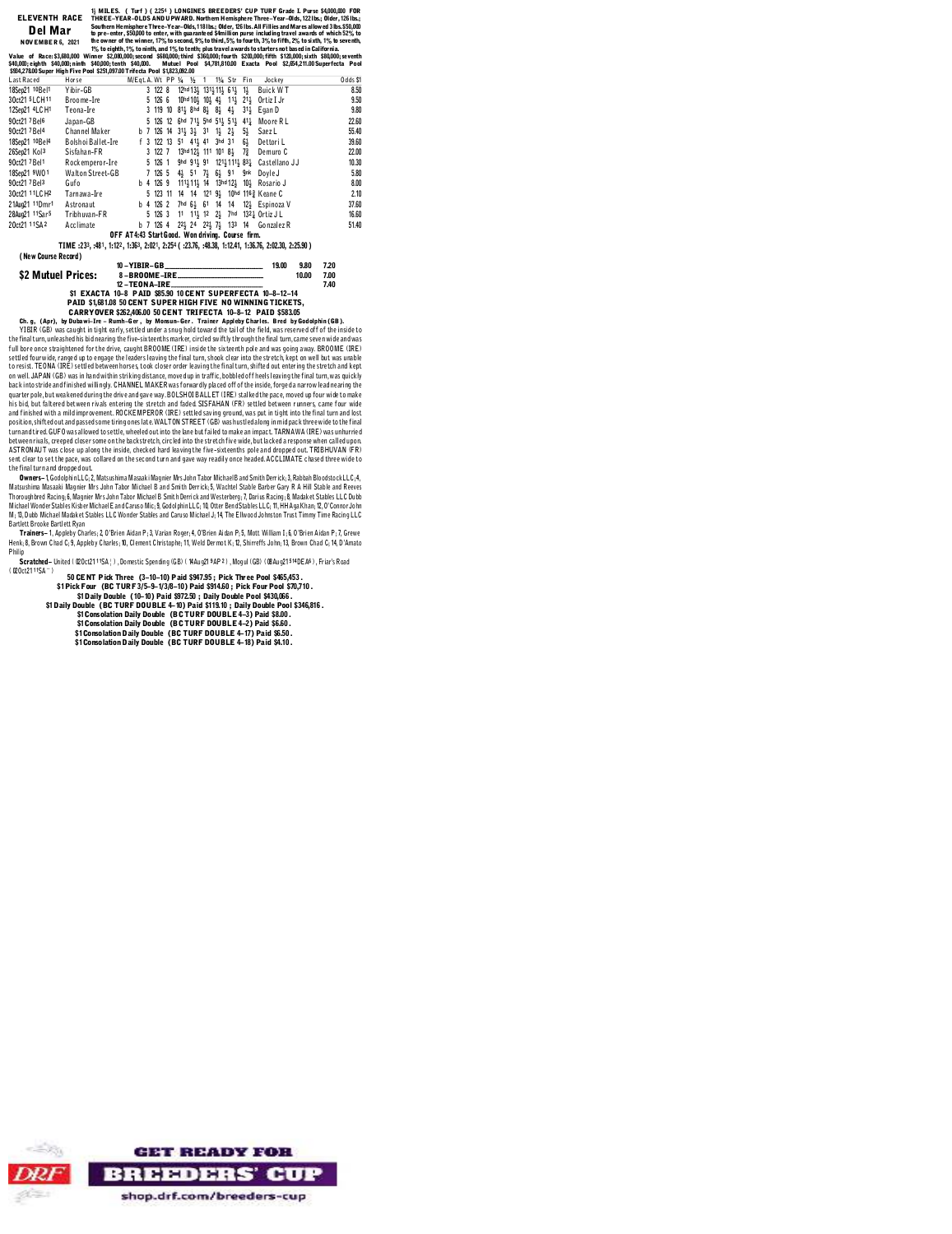**ELEVENTH RACE Del Mar NOVEMBER 6, 2021**

1½ MILES. ( Turf ) ( 2:25⁴ ) LONGINES BREEDERS' CUP TURF Grade I. Purse $4,000,000 FOR THREE-YEAR-OLDS AND UPWARD. Northern Hemisphere Three-Year-Olds, 122 lbs.; Older, 126 lbs.; Southern Hemisphere Three-Year-Olds, 118 lbs.; Older, 126 lbs. All Fillies and Mares allowed 3 lbs. $50,000 to pre-enter, $50,000 to enter, with guaranteed $4million purse including travel awards of which 52% to the owner of the winner, 17% to second, 9% to third, 5% to fourth, 3% to fifth, 2% to sixth, 1% to seventh, 1% to eighth, 1% to ninth, and 1% to tenth; plus travel awards to starters not based in California.

Value of Race: $3,680,000 Winner $2,080,000; second $680,000; third $360,000; fourth $200,000; fifth $120,000; sixth $80,000; seventh $40,000; eighth $40,000; ninth $40,000; tenth $40,000. Mutuel Pool $4,781,810.00 Exacta Pool $2,654,211.00 Superfecta Pool $984,278.00 Super High Five Pool $251,097.00 Trifecta Pool $1,823,092.00

| Last Raced | Horse | M/Eqt. A. Wt | PP | ¼ | ½ | 1 | 1¼ | Str | Fin | Jockey | Odds $1 |
|---|---|---|---|---|---|---|---|---|---|---|---|
| 18Sep21 10Bel1 | Yibir-GB | 3 122 | 8 | 12hd | 13½ | 13½ | 11½ | 6½ | 1½ | Buick W T | 8.50 |
| 3Oct21 5LCH11 | Broome-Ire | 5 126 | 6 | 10hd | 10½ | 10½ | 4½ | 1½ | 2½ | Ortiz I Jr | 9.50 |
| 12Sep21 4LCH1 | Teona-Ire | 3 119 | 10 | 8½ | 8hd | 8½ | 8½ | 4½ | 3½ | Egan D | 9.80 |
| 9Oct21 7Bel6 | Japan-GB | 5 126 | 12 | 6hd | 7½ | 5hd | 5½ | 5½ | 4½ | Moore R L | 22.60 |
| 9Oct21 7Bel4 | Channel Maker | b 7 126 | 14 | 3½ | 3½ | 3¹ | 1½ | 2½ | 5½ | Saez L | 55.40 |
| 18Sep21 10Bel4 | Bolshoi Ballet-Ire | f 3 122 | 13 | 5¹ | 4½ | 4¹ | 3hd | 3¹ | 6½ | Dettori L | 39.60 |
| 26Sep21 Kol3 | Sisfahan-FR | 3 122 | 7 | 13hd | 12½ | 11¹ | 10¹ | 8½ | 7½ | Demuro C | 22.00 |
| 9Oct21 7Bel1 | Rockemperor-Ire | 5 126 | 1 | 9hd | 9½ | 9¹ | 12½ | 11½ | 8½ | Castellano J J | 10.30 |
| 18Sep21 9WO1 | Walton Street-GB | 7 126 | 5 | 4½ | 5¹ | 7½ | 6½ | 9¹ | 9nk | Doyle J | 5.80 |
| 9Oct21 7Bel3 | Gufo | b 4 126 | 9 | 11½ | 11½ | 14 | 13hd | 12½ | 10½ | Rosario J | 8.00 |
| 3Oct21 11LCH2 | Tarnawa-Ire | 5 123 | 11 | 14 | 14 | 12¹ | 9½ | 10hd | 116¾ | Keane C | 2.10 |
| 21Aug21 11Dmr1 | Astronaut | b 4 126 | 2 | 7hd | 6½ | 6¹ | 14 | 14 | 12½ | Espinoza V | 37.60 |
| 28Aug21 11Sar5 | Tribhuvan-FR | 5 126 | 3 | 1¹ | 1½ | 1² | 2½ | 7hd | 132¼ | Ortiz J L | 16.60 |
| 2Oct21 11SA2 | Acclimate | b 7 126 | 4 | 2½ | 2⁴ | 2½ | 7½ | 13³ | 14 | Gonzalez R | 51.40 |

OFF AT 4:43 Start Good. Won driving. Course firm.

TIME :23³, :48¹, 1:12², 1:36³, 2:02¹, 2:25⁴ ( :23.76, :48.38, 1:12.41, 1:36.76, 2:02.30, 2:25.90 )

( New Course Record )

**$2 Mutuel Prices:**

| | | | |
|---|---|---|---|
| 10 – YIBIR-GB | 19.00 | 9.80 | 7.20 |
| 8 – BROOME-IRE | | 10.00 | 7.00 |
| 12 – TEONA-IRE | | | 7.40 |

$1 EXACTA 10-8 PAID $85.90 10 CENT SUPERFECTA 10-8-12-14 PAID $1,681.08 50 CENT SUPER HIGH FIVE NO WINNING TICKETS, CARRYOVER $262,406.00 50 CENT TRIFECTA 10-8-12 PAID $583.05

Ch. g, (Apr), by Dubawi-Ire – Rumh-Ger , by Monsun-Ger . Trainer Appleby Charles. Bred by Godolphin (GB).

YIBIR (GB) was caught in tight early, settled under a snug hold toward the tail of the field, was reserved off of the inside to the final turn, unleashed his bid nearing the five-sixteenths marker, circled swiftly through the final turn, came seven wide and was full bore once straightened for the drive, caught BROOME (IRE) inside the sixteenth pole and was going away. BROOME (IRE) settled four wide, ranged up to engage the leaders leaving the final turn, shook clear into the stretch, kept on well but was unable to resist. TEONA (IRE) settled between horses, took closer order leaving the final turn, shifted out entering the stretch and kept on well. JAPAN (GB) was in hand within striking distance, moved up in traffic, bobbled off heels leaving the final turn, was quickly back into stride and finished willingly. CHANNEL MAKER was forwardly placed off of the inside, forged a narrow lead nearing the quarter pole, but weakened during the drive and gave way. BOLSHOI BALLET (IRE) stalked the pace, moved up four wide to make his bid, but faltered between rivals entering the stretch and faded. SISFAHAN (FR) settled between runners, came four wide and finished with a mild improvement. ROCKEMPEROR (IRE) settled saving ground, was put in tight into the final turn and lost position, shifted out and passed some tiring ones late. WALTON STREET (GB) was hustled along in midpack three wide to the final turn and tired. GUFO was allowed to settle, wheeled out into the lane but failed to make an impact. TARNAWA (IRE) was unhurried between rivals, creeped closer some on the backstretch, circled into the stretch five wide, but lacked a response when called upon. ASTRONAUT was close up along the inside, checked hard leaving the five-sixteenths pole and dropped out. TRIBHUVAN (FR) sent clear to set the pace, was collared on the second turn and gave way readily once headed. ACCLIMATE chased three wide to the final turn and dropped out.

**Owners**– 1, Godolphin LLC; 2, Matsushima Masaaki Magnier Mrs John Tabor Michael B and Smith Derrick; 3, Rabbah Bloodstock LLC; 4, Matsushima Masaaki Magnier Mrs John Tabor Michael B and Smith Derrick; 5, Wachtel Stable Barber Gary R A Hill Stable and Reeves Thoroughbred Racing; 6, Magnier Mrs John Tabor Michael B Smith Derrick and Westerberg; 7, Darius Racing; 8, Madaket Stables LLC Dubb Michael Wonder Stables Kisber Michael E and Caruso Mic; 9, Godolphin LLC; 10, Otter Bend Stables LLC; 11, H H Aga Khan; 12, O'Connor John M; 13, Dubb Michael Madaket Stables LLC Wonder Stables and Caruso Michael J; 14, The Ellwood Johnston Trust Timmy Time Racing LLC Bartlett Brooke Bartlett Ryan

**Trainers**– 1, Appleby Charles; 2, O'Brien Aidan P; 3, Varian Roger; 4, O'Brien Aidan P; 5, Mott William I; 6, O'Brien Aidan P; 7, Grewe Henk; 8, Brown Chad C; 9, Appleby Charles; 10, Clement Christophe; 11, Weld Dermot K; 12, Shirreffs John; 13, Brown Chad C; 14, D'Amato Philip

**Scratched**– United ( 02Oct21 11SA ) , Domestic Spending (GB) ( 14Aug21 9AP 2 ) , Mogul (GB) ( 08Aug21 5 14DEA 6 ) , Friar's Road ( 02Oct21 11SA )

50 CENT Pick Three (3-10-10) Paid $947.95 ; Pick Three Pool $465,453 .

$1 Pick Four (BC TURF 3/5-9-1/3/8-10) Paid $914.60 ; Pick Four Pool $70,710 .

$1 Daily Double (10-10) Paid $972.50 ; Daily Double Pool $430,066 .

$1 Daily Double (BC TURF DOUBLE 4-10) Paid $119.10 ; Daily Double Pool $346,816 .

$1 Consolation Daily Double (BC TURF DOUBLE 4-3) Paid $8.00 .

$1 Consolation Daily Double (BC TURF DOUBLE 4-2) Paid $6.60 .

$1 Consolation Daily Double (BC TURF DOUBLE 4-17) Paid $6.50 .

$1 Consolation Daily Double (BC TURF DOUBLE 4-18) Paid $4.10 .

GET READY FOR BREEDERS' CUP

shop.drf.com/breeders-cup